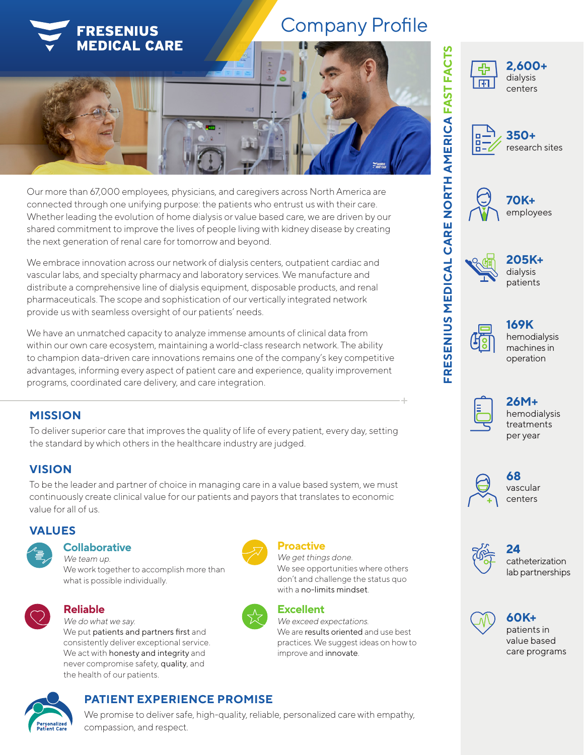# FRESENIUS MEDICAL CARE

# Company Profile

Our more than 67,000 employees, physicians, and caregivers across North America are connected through one unifying purpose: the patients who entrust us with their care. Whether leading the evolution of home dialysis or value based care, we are driven by our shared commitment to improve the lives of people living with kidney disease by creating the next generation of renal care for tomorrow and beyond.

We embrace innovation across our network of dialysis centers, outpatient cardiac and vascular labs, and specialty pharmacy and laboratory services. We manufacture and distribute a comprehensive line of dialysis equipment, disposable products, and renal pharmaceuticals. The scope and sophistication of our vertically integrated network provide us with seamless oversight of our patients' needs.

We have an unmatched capacity to analyze immense amounts of clinical data from within our own care ecosystem, maintaining a world-class research network. The ability to champion data-driven care innovations remains one of the company's key competitive advantages, informing every aspect of patient care and experience, quality improvement programs, coordinated care delivery, and care integration.

## MISSION

To deliver superior care that improves the quality of life of every patient, every day, setting the standard by which others in the healthcare industry are judged.

## VISION

To be the leader and partner of choice in managing care in a value based system, we must continuously create clinical value for our patients and payors that translates to economic value for all of us.

## VALUES

### Collaborative

*We team up.*
We work together to accomplish more than what is possible individually.

### Reliable

*We do what we say.*
We put **patients and partners first** and consistently deliver exceptional service. We act with **honesty and integrity** and never compromise safety, **quality**, and the health of our patients.

### Proactive

*We get things done.*
We see opportunities where others don't and challenge the status quo with a **no-limits mindset**.

### Excellent

*We exceed expectations.*
We are **results oriented** and use best practices. We suggest ideas on how to improve and **innovate**.

## PATIENT EXPERIENCE PROMISE

Personalized Patient Care

We promise to deliver safe, high-quality, reliable, personalized care with empathy, compassion, and respect.

## FRESENIUS MEDICAL CARE NORTH AMERICA FAST FACTS

- **2,600+** dialysis centers
- **350+** research sites
- **70K+** employees
- **205K+** dialysis patients
- **169K** hemodialysis machines in operation
- **26M+** hemodialysis treatments per year
- **68** vascular centers
- **24** catheterization lab partnerships
- **60K+** patients in value based care programs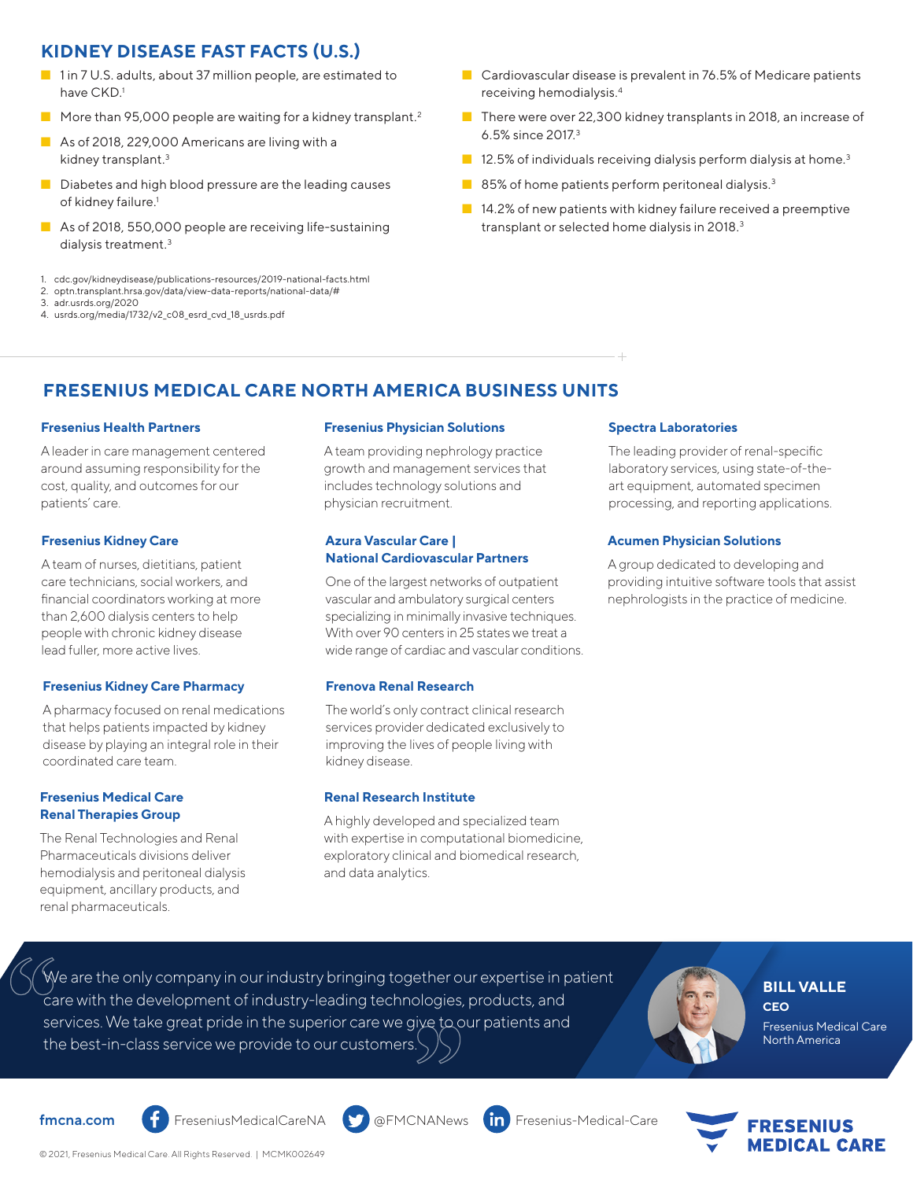## KIDNEY DISEASE FAST FACTS (U.S.)

- 1 in 7 U.S. adults, about 37 million people, are estimated to have CKD.[1]
- More than 95,000 people are waiting for a kidney transplant.[2]
- As of 2018, 229,000 Americans are living with a kidney transplant.[3]
- Diabetes and high blood pressure are the leading causes of kidney failure.[1]
- As of 2018, 550,000 people are receiving life-sustaining dialysis treatment.[3]
- Cardiovascular disease is prevalent in 76.5% of Medicare patients receiving hemodialysis.[4]
- There were over 22,300 kidney transplants in 2018, an increase of 6.5% since 2017.[3]
- 12.5% of individuals receiving dialysis perform dialysis at home.[3]
- 85% of home patients perform peritoneal dialysis.[3]
- 14.2% of new patients with kidney failure received a preemptive transplant or selected home dialysis in 2018.[3]

1. cdc.gov/kidneydisease/publications-resources/2019-national-facts.html
2. optn.transplant.hrsa.gov/data/view-data-reports/national-data/#
3. adr.usrds.org/2020
4. usrds.org/media/1732/v2_c08_esrd_cvd_18_usrds.pdf

## FRESENIUS MEDICAL CARE NORTH AMERICA BUSINESS UNITS

### Fresenius Health Partners

A leader in care management centered around assuming responsibility for the cost, quality, and outcomes for our patients' care.

### Fresenius Kidney Care

A team of nurses, dietitians, patient care technicians, social workers, and financial coordinators working at more than 2,600 dialysis centers to help people with chronic kidney disease lead fuller, more active lives.

### Fresenius Kidney Care Pharmacy

A pharmacy focused on renal medications that helps patients impacted by kidney disease by playing an integral role in their coordinated care team.

### Fresenius Medical Care Renal Therapies Group

The Renal Technologies and Renal Pharmaceuticals divisions deliver hemodialysis and peritoneal dialysis equipment, ancillary products, and renal pharmaceuticals.

### Fresenius Physician Solutions

A team providing nephrology practice growth and management services that includes technology solutions and physician recruitment.

### Azura Vascular Care | National Cardiovascular Partners

One of the largest networks of outpatient vascular and ambulatory surgical centers specializing in minimally invasive techniques. With over 90 centers in 25 states we treat a wide range of cardiac and vascular conditions.

### Frenova Renal Research

The world's only contract clinical research services provider dedicated exclusively to improving the lives of people living with kidney disease.

### Renal Research Institute

A highly developed and specialized team with expertise in computational biomedicine, exploratory clinical and biomedical research, and data analytics.

### Spectra Laboratories

The leading provider of renal-specific laboratory services, using state-of-the-art equipment, automated specimen processing, and reporting applications.

### Acumen Physician Solutions

A group dedicated to developing and providing intuitive software tools that assist nephrologists in the practice of medicine.

> "We are the only company in our industry bringing together our expertise in patient care with the development of industry-leading technologies, products, and services. We take great pride in the superior care we give to our patients and the best-in-class service we provide to our customers."

**BILL VALLE**
**CEO**
Fresenius Medical Care North America

fmcna.com | FreseniusMedicalCareNA | @FMCNANews | Fresenius-Medical-Care

FRESENIUS MEDICAL CARE

© 2021, Fresenius Medical Care. All Rights Reserved. | MCMK002649